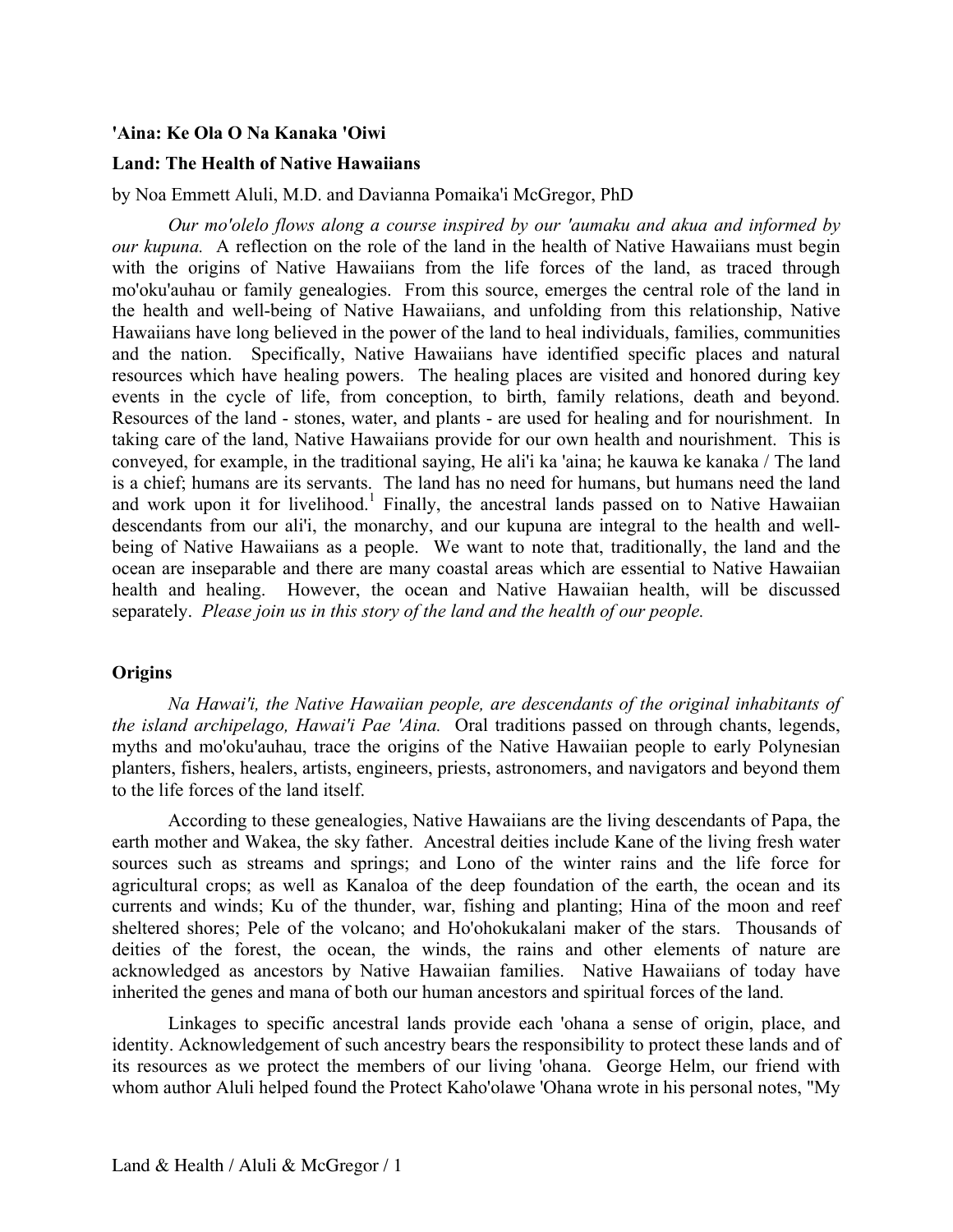**'Aina: Ke Ola O Na Kanaka 'Oiwi**

**Land: The Health of Native Hawaiians**

by Noa Emmett Aluli, M.D. and Davianna Pomaika'i McGregor, PhD

*Our mo'olelo flows along a course inspired by our 'aumaku and akua and informed by our kupuna.* A reflection on the role of the land in the health of Native Hawaiians must begin with the origins of Native Hawaiians from the life forces of the land, as traced through mo'oku'auhau or family genealogies. From this source, emerges the central role of the land in the health and well-being of Native Hawaiians, and unfolding from this relationship, Native Hawaiians have long believed in the power of the land to heal individuals, families, communities and the nation. Specifically, Native Hawaiians have identified specific places and natural resources which have healing powers. The healing places are visited and honored during key events in the cycle of life, from conception, to birth, family relations, death and beyond. Resources of the land - stones, water, and plants - are used for healing and for nourishment. In taking care of the land, Native Hawaiians provide for our own health and nourishment. This is conveyed, for example, in the traditional saying, He ali'i ka 'aina; he kauwa ke kanaka / The land is a chief; humans are its servants. The land has no need for humans, but humans need the land and work upon it for livelihood.[1] Finally, the ancestral lands passed on to Native Hawaiian descendants from our ali'i, the monarchy, and our kupuna are integral to the health and well-being of Native Hawaiians as a people. We want to note that, traditionally, the land and the ocean are inseparable and there are many coastal areas which are essential to Native Hawaiian health and healing. However, the ocean and Native Hawaiian health, will be discussed separately. *Please join us in this story of the land and the health of our people.*

## Origins

*Na Hawai'i, the Native Hawaiian people, are descendants of the original inhabitants of the island archipelago, Hawai'i Pae 'Aina.* Oral traditions passed on through chants, legends, myths and mo'oku'auhau, trace the origins of the Native Hawaiian people to early Polynesian planters, fishers, healers, artists, engineers, priests, astronomers, and navigators and beyond them to the life forces of the land itself.

According to these genealogies, Native Hawaiians are the living descendants of Papa, the earth mother and Wakea, the sky father. Ancestral deities include Kane of the living fresh water sources such as streams and springs; and Lono of the winter rains and the life force for agricultural crops; as well as Kanaloa of the deep foundation of the earth, the ocean and its currents and winds; Ku of the thunder, war, fishing and planting; Hina of the moon and reef sheltered shores; Pele of the volcano; and Ho'ohokukalani maker of the stars. Thousands of deities of the forest, the ocean, the winds, the rains and other elements of nature are acknowledged as ancestors by Native Hawaiian families. Native Hawaiians of today have inherited the genes and mana of both our human ancestors and spiritual forces of the land.

Linkages to specific ancestral lands provide each 'ohana a sense of origin, place, and identity. Acknowledgement of such ancestry bears the responsibility to protect these lands and of its resources as we protect the members of our living 'ohana. George Helm, our friend with whom author Aluli helped found the Protect Kaho'olawe 'Ohana wrote in his personal notes, "My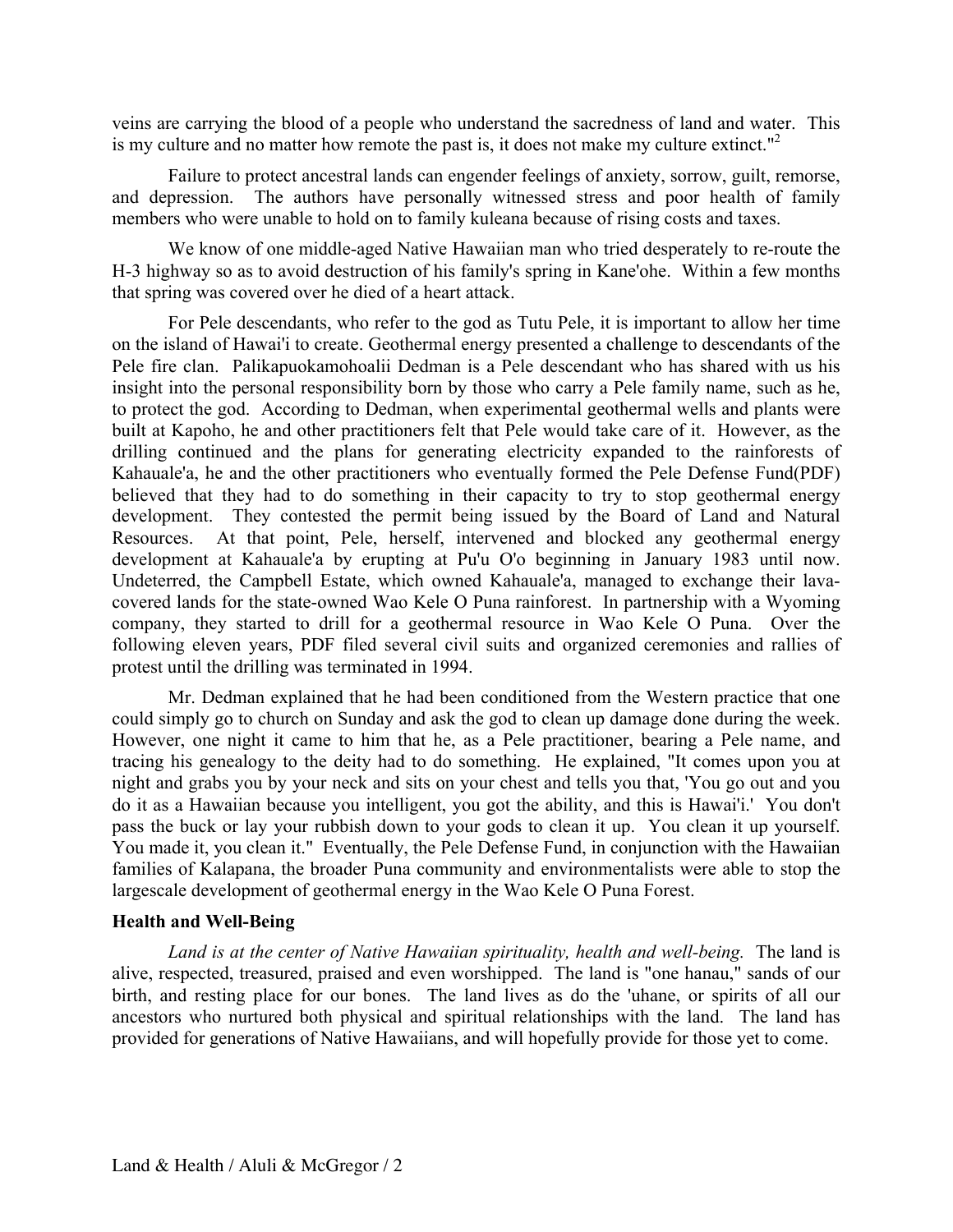veins are carrying the blood of a people who understand the sacredness of land and water. This is my culture and no matter how remote the past is, it does not make my culture extinct."[2]

Failure to protect ancestral lands can engender feelings of anxiety, sorrow, guilt, remorse, and depression. The authors have personally witnessed stress and poor health of family members who were unable to hold on to family kuleana because of rising costs and taxes.

We know of one middle-aged Native Hawaiian man who tried desperately to re-route the H-3 highway so as to avoid destruction of his family's spring in Kane'ohe. Within a few months that spring was covered over he died of a heart attack.

For Pele descendants, who refer to the god as Tutu Pele, it is important to allow her time on the island of Hawai'i to create. Geothermal energy presented a challenge to descendants of the Pele fire clan. Palikapuokamohoalii Dedman is a Pele descendant who has shared with us his insight into the personal responsibility born by those who carry a Pele family name, such as he, to protect the god. According to Dedman, when experimental geothermal wells and plants were built at Kapoho, he and other practitioners felt that Pele would take care of it. However, as the drilling continued and the plans for generating electricity expanded to the rainforests of Kahauale'a, he and the other practitioners who eventually formed the Pele Defense Fund(PDF) believed that they had to do something in their capacity to try to stop geothermal energy development. They contested the permit being issued by the Board of Land and Natural Resources. At that point, Pele, herself, intervened and blocked any geothermal energy development at Kahauale'a by erupting at Pu'u O'o beginning in January 1983 until now. Undeterred, the Campbell Estate, which owned Kahauale'a, managed to exchange their lava-covered lands for the state-owned Wao Kele O Puna rainforest. In partnership with a Wyoming company, they started to drill for a geothermal resource in Wao Kele O Puna. Over the following eleven years, PDF filed several civil suits and organized ceremonies and rallies of protest until the drilling was terminated in 1994.

Mr. Dedman explained that he had been conditioned from the Western practice that one could simply go to church on Sunday and ask the god to clean up damage done during the week. However, one night it came to him that he, as a Pele practitioner, bearing a Pele name, and tracing his genealogy to the deity had to do something. He explained, "It comes upon you at night and grabs you by your neck and sits on your chest and tells you that, 'You go out and you do it as a Hawaiian because you intelligent, you got the ability, and this is Hawai'i.' You don't pass the buck or lay your rubbish down to your gods to clean it up. You clean it up yourself. You made it, you clean it." Eventually, the Pele Defense Fund, in conjunction with the Hawaiian families of Kalapana, the broader Puna community and environmentalists were able to stop the largescale development of geothermal energy in the Wao Kele O Puna Forest.

**Health and Well-Being**

*Land is at the center of Native Hawaiian spirituality, health and well-being.* The land is alive, respected, treasured, praised and even worshipped. The land is "one hanau," sands of our birth, and resting place for our bones. The land lives as do the 'uhane, or spirits of all our ancestors who nurtured both physical and spiritual relationships with the land. The land has provided for generations of Native Hawaiians, and will hopefully provide for those yet to come.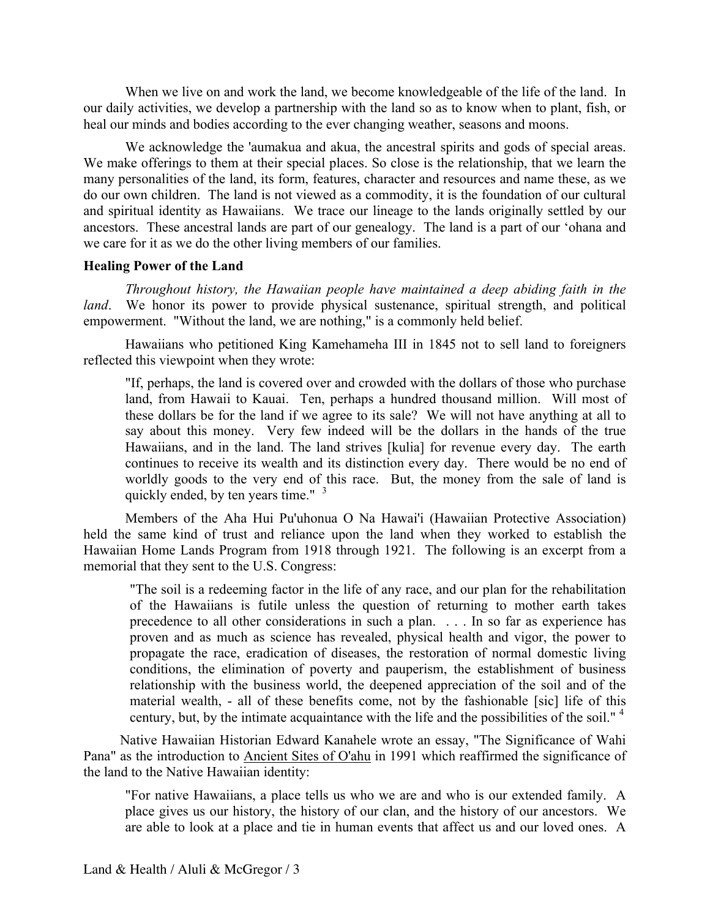When we live on and work the land, we become knowledgeable of the life of the land. In our daily activities, we develop a partnership with the land so as to know when to plant, fish, or heal our minds and bodies according to the ever changing weather, seasons and moons.

We acknowledge the 'aumakua and akua, the ancestral spirits and gods of special areas. We make offerings to them at their special places. So close is the relationship, that we learn the many personalities of the land, its form, features, character and resources and name these, as we do our own children. The land is not viewed as a commodity, it is the foundation of our cultural and spiritual identity as Hawaiians. We trace our lineage to the lands originally settled by our ancestors. These ancestral lands are part of our genealogy. The land is a part of our ʻohana and we care for it as we do the other living members of our families.

**Healing Power of the Land**

*Throughout history, the Hawaiian people have maintained a deep abiding faith in the land*. We honor its power to provide physical sustenance, spiritual strength, and political empowerment. "Without the land, we are nothing," is a commonly held belief.

Hawaiians who petitioned King Kamehameha III in 1845 not to sell land to foreigners reflected this viewpoint when they wrote:

> "If, perhaps, the land is covered over and crowded with the dollars of those who purchase land, from Hawaii to Kauai. Ten, perhaps a hundred thousand million. Will most of these dollars be for the land if we agree to its sale? We will not have anything at all to say about this money. Very few indeed will be the dollars in the hands of the true Hawaiians, and in the land. The land strives [kulia] for revenue every day. The earth continues to receive its wealth and its distinction every day. There would be no end of worldly goods to the very end of this race. But, the money from the sale of land is quickly ended, by ten years time." [3]

Members of the Aha Hui Pu'uhonua O Na Hawai'i (Hawaiian Protective Association) held the same kind of trust and reliance upon the land when they worked to establish the Hawaiian Home Lands Program from 1918 through 1921. The following is an excerpt from a memorial that they sent to the U.S. Congress:

> "The soil is a redeeming factor in the life of any race, and our plan for the rehabilitation of the Hawaiians is futile unless the question of returning to mother earth takes precedence to all other considerations in such a plan. . . . In so far as experience has proven and as much as science has revealed, physical health and vigor, the power to propagate the race, eradication of diseases, the restoration of normal domestic living conditions, the elimination of poverty and pauperism, the establishment of business relationship with the business world, the deepened appreciation of the soil and of the material wealth, - all of these benefits come, not by the fashionable [sic] life of this century, but, by the intimate acquaintance with the life and the possibilities of the soil." [4]

Native Hawaiian Historian Edward Kanahele wrote an essay, "The Significance of Wahi Pana" as the introduction to Ancient Sites of O'ahu in 1991 which reaffirmed the significance of the land to the Native Hawaiian identity:

> "For native Hawaiians, a place tells us who we are and who is our extended family. A place gives us our history, the history of our clan, and the history of our ancestors. We are able to look at a place and tie in human events that affect us and our loved ones. A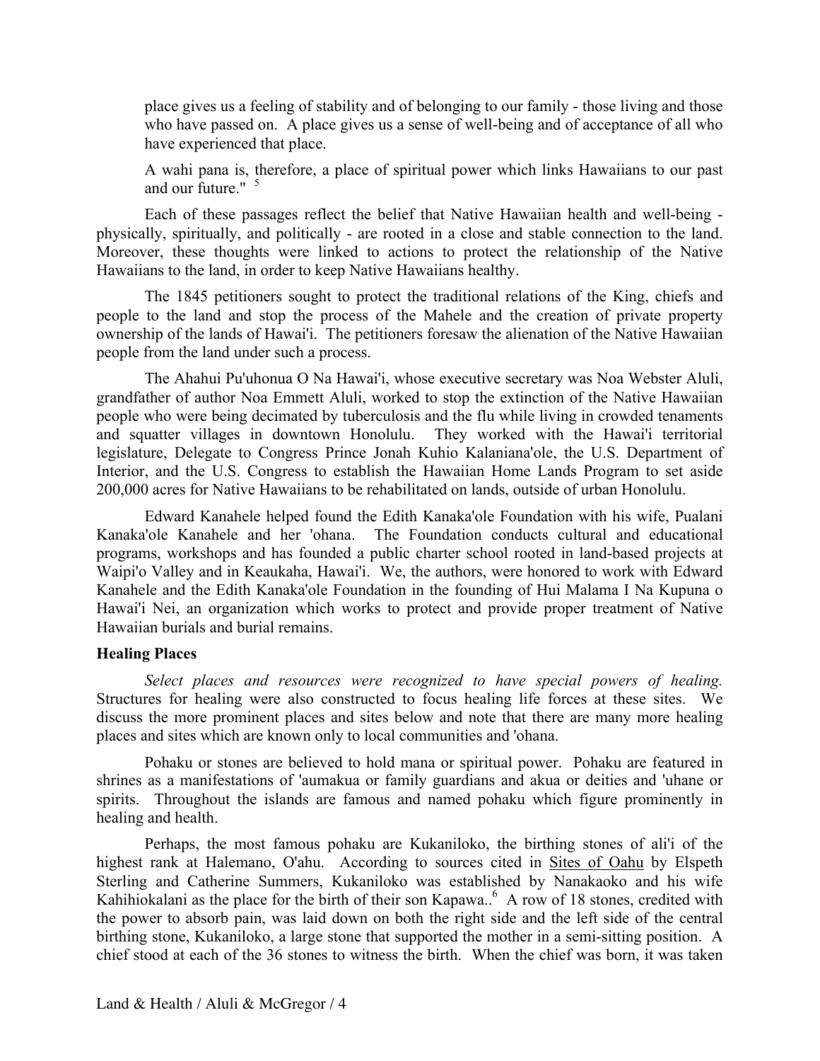place gives us a feeling of stability and of belonging to our family - those living and those who have passed on. A place gives us a sense of well-being and of acceptance of all who have experienced that place.

A wahi pana is, therefore, a place of spiritual power which links Hawaiians to our past and our future." [5]

Each of these passages reflect the belief that Native Hawaiian health and well-being - physically, spiritually, and politically - are rooted in a close and stable connection to the land. Moreover, these thoughts were linked to actions to protect the relationship of the Native Hawaiians to the land, in order to keep Native Hawaiians healthy.

The 1845 petitioners sought to protect the traditional relations of the King, chiefs and people to the land and stop the process of the Mahele and the creation of private property ownership of the lands of Hawai'i. The petitioners foresaw the alienation of the Native Hawaiian people from the land under such a process.

The Ahahui Pu'uhonua O Na Hawai'i, whose executive secretary was Noa Webster Aluli, grandfather of author Noa Emmett Aluli, worked to stop the extinction of the Native Hawaiian people who were being decimated by tuberculosis and the flu while living in crowded tenaments and squatter villages in downtown Honolulu. They worked with the Hawai'i territorial legislature, Delegate to Congress Prince Jonah Kuhio Kalaniana'ole, the U.S. Department of Interior, and the U.S. Congress to establish the Hawaiian Home Lands Program to set aside 200,000 acres for Native Hawaiians to be rehabilitated on lands, outside of urban Honolulu.

Edward Kanahele helped found the Edith Kanaka'ole Foundation with his wife, Pualani Kanaka'ole Kanahele and her 'ohana. The Foundation conducts cultural and educational programs, workshops and has founded a public charter school rooted in land-based projects at Waipi'o Valley and in Keaukaha, Hawai'i. We, the authors, were honored to work with Edward Kanahele and the Edith Kanaka'ole Foundation in the founding of Hui Malama I Na Kupuna o Hawai'i Nei, an organization which works to protect and provide proper treatment of Native Hawaiian burials and burial remains.

### Healing Places

*Select places and resources were recognized to have special powers of healing.* Structures for healing were also constructed to focus healing life forces at these sites. We discuss the more prominent places and sites below and note that there are many more healing places and sites which are known only to local communities and 'ohana.

Pohaku or stones are believed to hold mana or spiritual power. Pohaku are featured in shrines as a manifestations of 'aumakua or family guardians and akua or deities and 'uhane or spirits. Throughout the islands are famous and named pohaku which figure prominently in healing and health.

Perhaps, the most famous pohaku are Kukaniloko, the birthing stones of ali'i of the highest rank at Halemano, O'ahu. According to sources cited in <u>Sites of Oahu</u> by Elspeth Sterling and Catherine Summers, Kukaniloko was established by Nanakaoko and his wife Kahihiokalani as the place for the birth of their son Kapawa..[6] A row of 18 stones, credited with the power to absorb pain, was laid down on both the right side and the left side of the central birthing stone, Kukaniloko, a large stone that supported the mother in a semi-sitting position. A chief stood at each of the 36 stones to witness the birth. When the chief was born, it was taken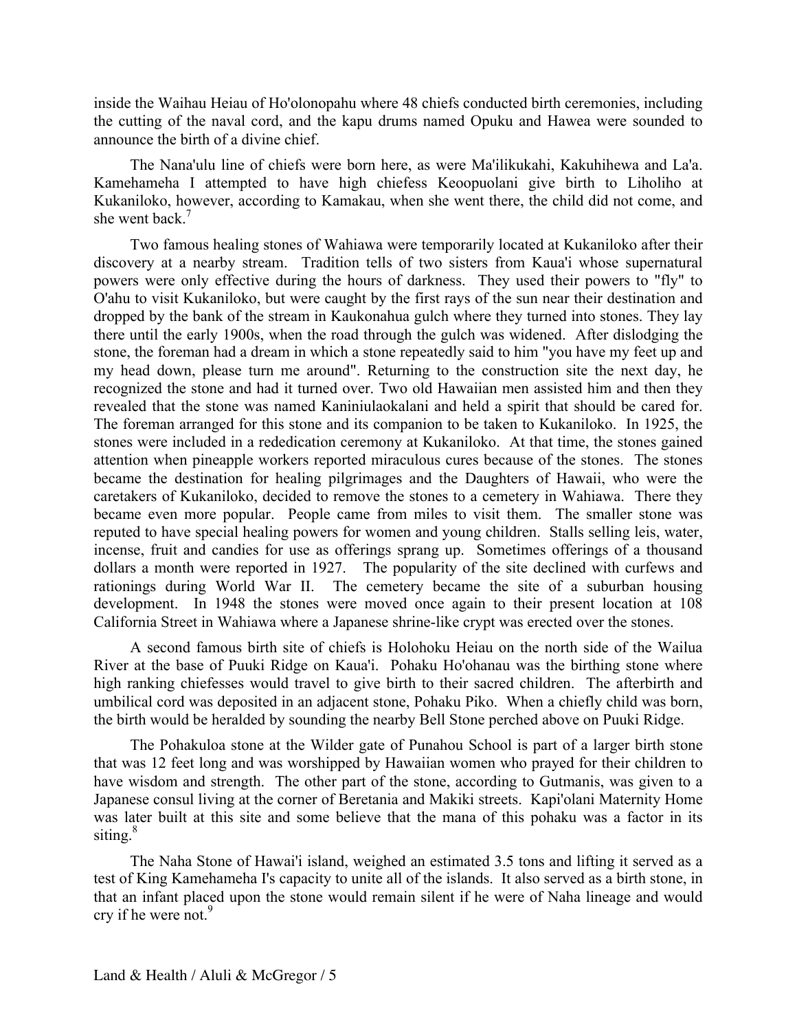inside the Waihau Heiau of Ho'olonopahu where 48 chiefs conducted birth ceremonies, including the cutting of the naval cord, and the kapu drums named Opuku and Hawea were sounded to announce the birth of a divine chief.

The Nana'ulu line of chiefs were born here, as were Ma'ilikukahi, Kakuhihewa and La'a. Kamehameha I attempted to have high chiefess Keoopuolani give birth to Liholiho at Kukaniloko, however, according to Kamakau, when she went there, the child did not come, and she went back.[7]

Two famous healing stones of Wahiawa were temporarily located at Kukaniloko after their discovery at a nearby stream. Tradition tells of two sisters from Kaua'i whose supernatural powers were only effective during the hours of darkness. They used their powers to "fly" to O'ahu to visit Kukaniloko, but were caught by the first rays of the sun near their destination and dropped by the bank of the stream in Kaukonahua gulch where they turned into stones. They lay there until the early 1900s, when the road through the gulch was widened. After dislodging the stone, the foreman had a dream in which a stone repeatedly said to him "you have my feet up and my head down, please turn me around". Returning to the construction site the next day, he recognized the stone and had it turned over. Two old Hawaiian men assisted him and then they revealed that the stone was named Kaniniulaokalani and held a spirit that should be cared for. The foreman arranged for this stone and its companion to be taken to Kukaniloko. In 1925, the stones were included in a rededication ceremony at Kukaniloko. At that time, the stones gained attention when pineapple workers reported miraculous cures because of the stones. The stones became the destination for healing pilgrimages and the Daughters of Hawaii, who were the caretakers of Kukaniloko, decided to remove the stones to a cemetery in Wahiawa. There they became even more popular. People came from miles to visit them. The smaller stone was reputed to have special healing powers for women and young children. Stalls selling leis, water, incense, fruit and candies for use as offerings sprang up. Sometimes offerings of a thousand dollars a month were reported in 1927. The popularity of the site declined with curfews and rationings during World War II. The cemetery became the site of a suburban housing development. In 1948 the stones were moved once again to their present location at 108 California Street in Wahiawa where a Japanese shrine-like crypt was erected over the stones.

A second famous birth site of chiefs is Holohoku Heiau on the north side of the Wailua River at the base of Puuki Ridge on Kaua'i. Pohaku Ho'ohanau was the birthing stone where high ranking chiefesses would travel to give birth to their sacred children. The afterbirth and umbilical cord was deposited in an adjacent stone, Pohaku Piko. When a chiefly child was born, the birth would be heralded by sounding the nearby Bell Stone perched above on Puuki Ridge.

The Pohakuloa stone at the Wilder gate of Punahou School is part of a larger birth stone that was 12 feet long and was worshipped by Hawaiian women who prayed for their children to have wisdom and strength. The other part of the stone, according to Gutmanis, was given to a Japanese consul living at the corner of Beretania and Makiki streets. Kapi'olani Maternity Home was later built at this site and some believe that the mana of this pohaku was a factor in its siting.[8]

The Naha Stone of Hawai'i island, weighed an estimated 3.5 tons and lifting it served as a test of King Kamehameha I's capacity to unite all of the islands. It also served as a birth stone, in that an infant placed upon the stone would remain silent if he were of Naha lineage and would cry if he were not.[9]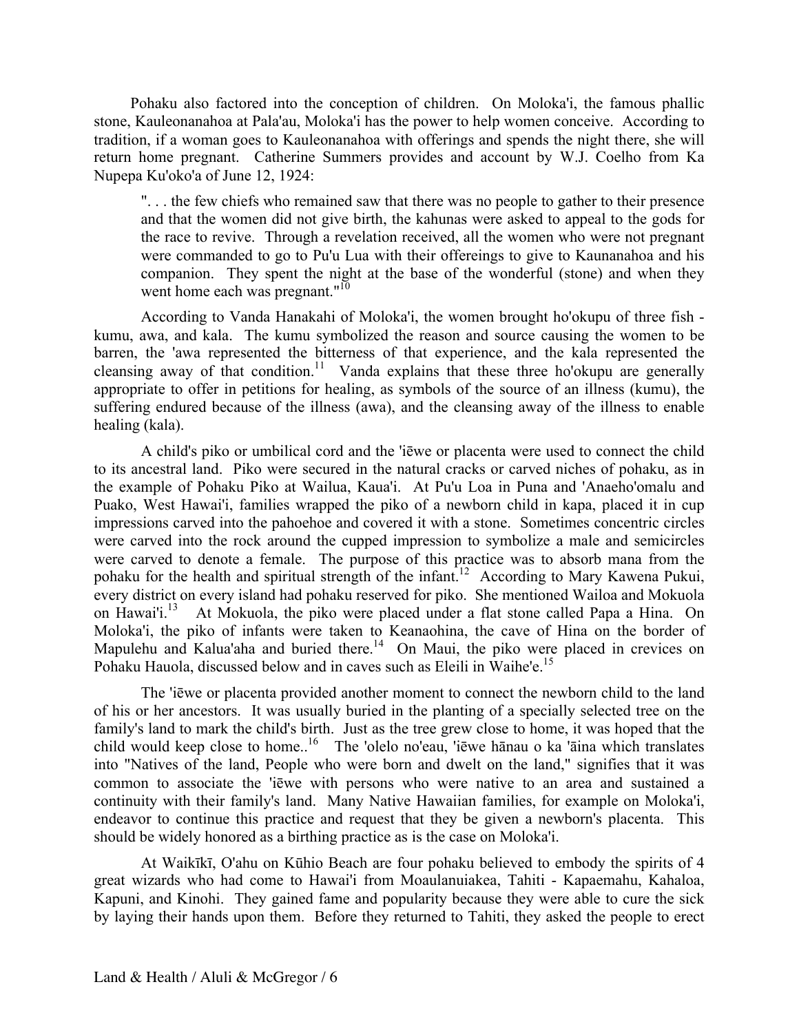Pohaku also factored into the conception of children. On Moloka'i, the famous phallic stone, Kauleonanahoa at Pala'au, Moloka'i has the power to help women conceive. According to tradition, if a woman goes to Kauleonanahoa with offerings and spends the night there, she will return home pregnant. Catherine Summers provides and account by W.J. Coelho from Ka Nupepa Ku'oko'a of June 12, 1924:

> ". . . the few chiefs who remained saw that there was no people to gather to their presence and that the women did not give birth, the kahunas were asked to appeal to the gods for the race to revive. Through a revelation received, all the women who were not pregnant were commanded to go to Pu'u Lua with their offereings to give to Kaunanahoa and his companion. They spent the night at the base of the wonderful (stone) and when they went home each was pregnant."[10]

According to Vanda Hanakahi of Moloka'i, the women brought ho'okupu of three fish - kumu, awa, and kala. The kumu symbolized the reason and source causing the women to be barren, the 'awa represented the bitterness of that experience, and the kala represented the cleansing away of that condition.[11] Vanda explains that these three ho'okupu are generally appropriate to offer in petitions for healing, as symbols of the source of an illness (kumu), the suffering endured because of the illness (awa), and the cleansing away of the illness to enable healing (kala).

A child's piko or umbilical cord and the 'iēwe or placenta were used to connect the child to its ancestral land. Piko were secured in the natural cracks or carved niches of pohaku, as in the example of Pohaku Piko at Wailua, Kaua'i. At Pu'u Loa in Puna and 'Anaeho'omalu and Puako, West Hawai'i, families wrapped the piko of a newborn child in kapa, placed it in cup impressions carved into the pahoehoe and covered it with a stone. Sometimes concentric circles were carved into the rock around the cupped impression to symbolize a male and semicircles were carved to denote a female. The purpose of this practice was to absorb mana from the pohaku for the health and spiritual strength of the infant.[12] According to Mary Kawena Pukui, every district on every island had pohaku reserved for piko. She mentioned Wailoa and Mokuola on Hawai'i.[13] At Mokuola, the piko were placed under a flat stone called Papa a Hina. On Moloka'i, the piko of infants were taken to Keanaohina, the cave of Hina on the border of Mapulehu and Kalua'aha and buried there.[14] On Maui, the piko were placed in crevices on Pohaku Hauola, discussed below and in caves such as Eleili in Waihe'e.[15]

The 'iēwe or placenta provided another moment to connect the newborn child to the land of his or her ancestors. It was usually buried in the planting of a specially selected tree on the family's land to mark the child's birth. Just as the tree grew close to home, it was hoped that the child would keep close to home..[16] The 'olelo no'eau, 'iēwe hānau o ka 'āina which translates into "Natives of the land, People who were born and dwelt on the land," signifies that it was common to associate the 'iēwe with persons who were native to an area and sustained a continuity with their family's land. Many Native Hawaiian families, for example on Moloka'i, endeavor to continue this practice and request that they be given a newborn's placenta. This should be widely honored as a birthing practice as is the case on Moloka'i.

At Waikīkī, O'ahu on Kūhio Beach are four pohaku believed to embody the spirits of 4 great wizards who had come to Hawai'i from Moaulanuiakea, Tahiti - Kapaemahu, Kahaloa, Kapuni, and Kinohi. They gained fame and popularity because they were able to cure the sick by laying their hands upon them. Before they returned to Tahiti, they asked the people to erect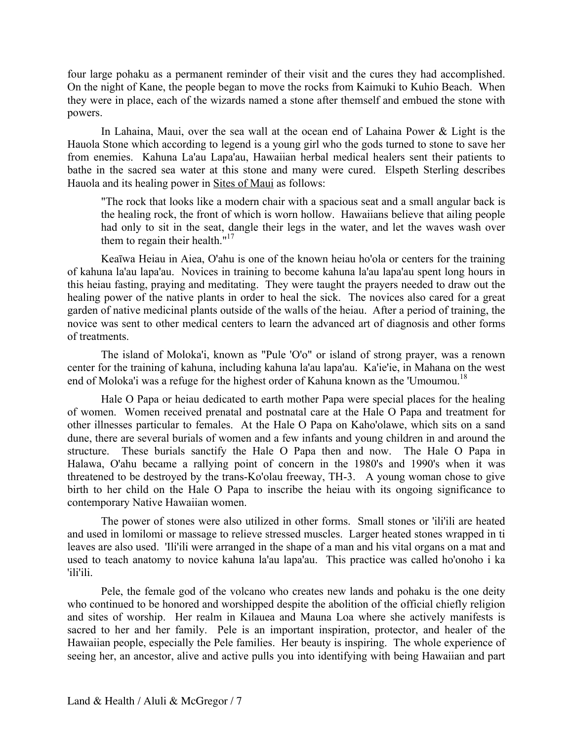four large pohaku as a permanent reminder of their visit and the cures they had accomplished. On the night of Kane, the people began to move the rocks from Kaimuki to Kuhio Beach. When they were in place, each of the wizards named a stone after themself and embued the stone with powers.

In Lahaina, Maui, over the sea wall at the ocean end of Lahaina Power & Light is the Hauola Stone which according to legend is a young girl who the gods turned to stone to save her from enemies. Kahuna La'au Lapa'au, Hawaiian herbal medical healers sent their patients to bathe in the sacred sea water at this stone and many were cured. Elspeth Sterling describes Hauola and its healing power in Sites of Maui as follows:

> "The rock that looks like a modern chair with a spacious seat and a small angular back is the healing rock, the front of which is worn hollow. Hawaiians believe that ailing people had only to sit in the seat, dangle their legs in the water, and let the waves wash over them to regain their health."[17]

Keaīwa Heiau in Aiea, O'ahu is one of the known heiau ho'ola or centers for the training of kahuna la'au lapa'au. Novices in training to become kahuna la'au lapa'au spent long hours in this heiau fasting, praying and meditating. They were taught the prayers needed to draw out the healing power of the native plants in order to heal the sick. The novices also cared for a great garden of native medicinal plants outside of the walls of the heiau. After a period of training, the novice was sent to other medical centers to learn the advanced art of diagnosis and other forms of treatments.

The island of Moloka'i, known as "Pule 'O'o" or island of strong prayer, was a renown center for the training of kahuna, including kahuna la'au lapa'au. Ka'ie'ie, in Mahana on the west end of Moloka'i was a refuge for the highest order of Kahuna known as the 'Umoumou.[18]

Hale O Papa or heiau dedicated to earth mother Papa were special places for the healing of women. Women received prenatal and postnatal care at the Hale O Papa and treatment for other illnesses particular to females. At the Hale O Papa on Kaho'olawe, which sits on a sand dune, there are several burials of women and a few infants and young children in and around the structure. These burials sanctify the Hale O Papa then and now. The Hale O Papa in Halawa, O'ahu became a rallying point of concern in the 1980's and 1990's when it was threatened to be destroyed by the trans-Ko'olau freeway, TH-3. A young woman chose to give birth to her child on the Hale O Papa to inscribe the heiau with its ongoing significance to contemporary Native Hawaiian women.

The power of stones were also utilized in other forms. Small stones or 'ili'ili are heated and used in lomilomi or massage to relieve stressed muscles. Larger heated stones wrapped in ti leaves are also used. 'Ili'ili were arranged in the shape of a man and his vital organs on a mat and used to teach anatomy to novice kahuna la'au lapa'au. This practice was called ho'onoho i ka 'ili'ili.

Pele, the female god of the volcano who creates new lands and pohaku is the one deity who continued to be honored and worshipped despite the abolition of the official chiefly religion and sites of worship. Her realm in Kilauea and Mauna Loa where she actively manifests is sacred to her and her family. Pele is an important inspiration, protector, and healer of the Hawaiian people, especially the Pele families. Her beauty is inspiring. The whole experience of seeing her, an ancestor, alive and active pulls you into identifying with being Hawaiian and part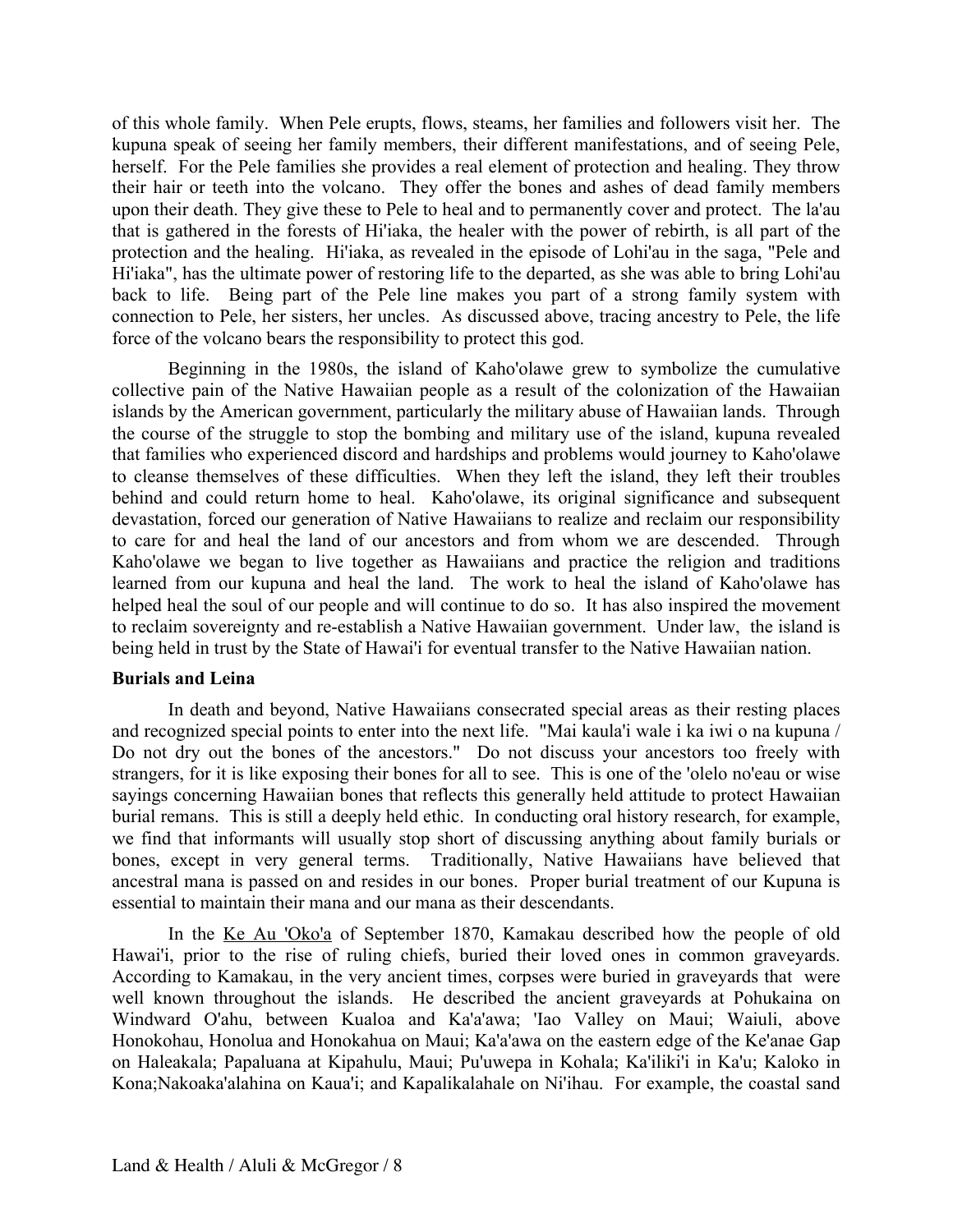of this whole family. When Pele erupts, flows, steams, her families and followers visit her. The kupuna speak of seeing her family members, their different manifestations, and of seeing Pele, herself. For the Pele families she provides a real element of protection and healing. They throw their hair or teeth into the volcano. They offer the bones and ashes of dead family members upon their death. They give these to Pele to heal and to permanently cover and protect. The la'au that is gathered in the forests of Hi'iaka, the healer with the power of rebirth, is all part of the protection and the healing. Hi'iaka, as revealed in the episode of Lohi'au in the saga, "Pele and Hi'iaka", has the ultimate power of restoring life to the departed, as she was able to bring Lohi'au back to life. Being part of the Pele line makes you part of a strong family system with connection to Pele, her sisters, her uncles. As discussed above, tracing ancestry to Pele, the life force of the volcano bears the responsibility to protect this god.

Beginning in the 1980s, the island of Kaho'olawe grew to symbolize the cumulative collective pain of the Native Hawaiian people as a result of the colonization of the Hawaiian islands by the American government, particularly the military abuse of Hawaiian lands. Through the course of the struggle to stop the bombing and military use of the island, kupuna revealed that families who experienced discord and hardships and problems would journey to Kaho'olawe to cleanse themselves of these difficulties. When they left the island, they left their troubles behind and could return home to heal. Kaho'olawe, its original significance and subsequent devastation, forced our generation of Native Hawaiians to realize and reclaim our responsibility to care for and heal the land of our ancestors and from whom we are descended. Through Kaho'olawe we began to live together as Hawaiians and practice the religion and traditions learned from our kupuna and heal the land. The work to heal the island of Kaho'olawe has helped heal the soul of our people and will continue to do so. It has also inspired the movement to reclaim sovereignty and re-establish a Native Hawaiian government. Under law, the island is being held in trust by the State of Hawai'i for eventual transfer to the Native Hawaiian nation.

**Burials and Leina**

In death and beyond, Native Hawaiians consecrated special areas as their resting places and recognized special points to enter into the next life. "Mai kaula'i wale i ka iwi o na kupuna / Do not dry out the bones of the ancestors." Do not discuss your ancestors too freely with strangers, for it is like exposing their bones for all to see. This is one of the 'olelo no'eau or wise sayings concerning Hawaiian bones that reflects this generally held attitude to protect Hawaiian burial remans. This is still a deeply held ethic. In conducting oral history research, for example, we find that informants will usually stop short of discussing anything about family burials or bones, except in very general terms. Traditionally, Native Hawaiians have believed that ancestral mana is passed on and resides in our bones. Proper burial treatment of our Kupuna is essential to maintain their mana and our mana as their descendants.

In the <u>Ke Au 'Oko'a</u> of September 1870, Kamakau described how the people of old Hawai'i, prior to the rise of ruling chiefs, buried their loved ones in common graveyards. According to Kamakau, in the very ancient times, corpses were buried in graveyards that were well known throughout the islands. He described the ancient graveyards at Pohukaina on Windward O'ahu, between Kualoa and Ka'a'awa; 'Iao Valley on Maui; Waiuli, above Honokohau, Honolua and Honokahua on Maui; Ka'a'awa on the eastern edge of the Ke'anae Gap on Haleakala; Papaluana at Kipahulu, Maui; Pu'uwepa in Kohala; Ka'iliki'i in Ka'u; Kaloko in Kona;Nakoaka'alahina on Kaua'i; and Kapalikalahale on Ni'ihau. For example, the coastal sand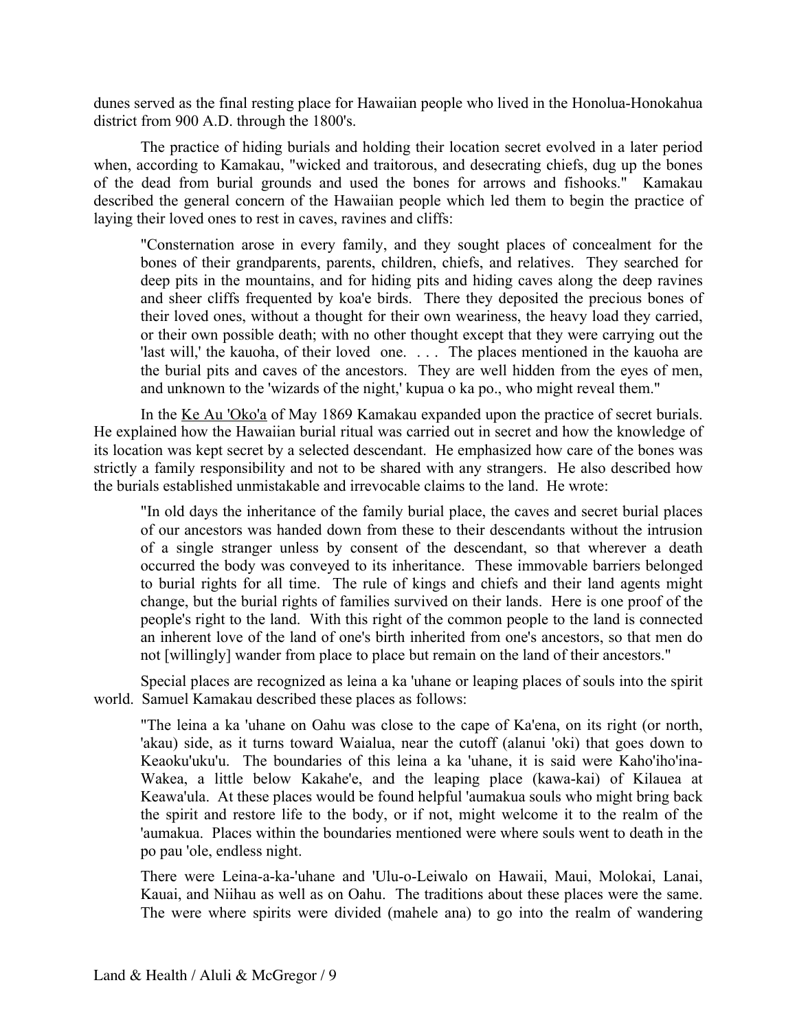dunes served as the final resting place for Hawaiian people who lived in the Honolua-Honokahua district from 900 A.D. through the 1800's.

The practice of hiding burials and holding their location secret evolved in a later period when, according to Kamakau, "wicked and traitorous, and desecrating chiefs, dug up the bones of the dead from burial grounds and used the bones for arrows and fishooks." Kamakau described the general concern of the Hawaiian people which led them to begin the practice of laying their loved ones to rest in caves, ravines and cliffs:

> "Consternation arose in every family, and they sought places of concealment for the bones of their grandparents, parents, children, chiefs, and relatives. They searched for deep pits in the mountains, and for hiding pits and hiding caves along the deep ravines and sheer cliffs frequented by koa'e birds. There they deposited the precious bones of their loved ones, without a thought for their own weariness, the heavy load they carried, or their own possible death; with no other thought except that they were carrying out the 'last will,' the kauoha, of their loved one. . . . The places mentioned in the kauoha are the burial pits and caves of the ancestors. They are well hidden from the eyes of men, and unknown to the 'wizards of the night,' kupua o ka po., who might reveal them."

In the Ke Au 'Oko'a of May 1869 Kamakau expanded upon the practice of secret burials. He explained how the Hawaiian burial ritual was carried out in secret and how the knowledge of its location was kept secret by a selected descendant. He emphasized how care of the bones was strictly a family responsibility and not to be shared with any strangers. He also described how the burials established unmistakable and irrevocable claims to the land. He wrote:

> "In old days the inheritance of the family burial place, the caves and secret burial places of our ancestors was handed down from these to their descendants without the intrusion of a single stranger unless by consent of the descendant, so that wherever a death occurred the body was conveyed to its inheritance. These immovable barriers belonged to burial rights for all time. The rule of kings and chiefs and their land agents might change, but the burial rights of families survived on their lands. Here is one proof of the people's right to the land. With this right of the common people to the land is connected an inherent love of the land of one's birth inherited from one's ancestors, so that men do not [willingly] wander from place to place but remain on the land of their ancestors."

Special places are recognized as leina a ka 'uhane or leaping places of souls into the spirit world. Samuel Kamakau described these places as follows:

> "The leina a ka 'uhane on Oahu was close to the cape of Ka'ena, on its right (or north, 'akau) side, as it turns toward Waialua, near the cutoff (alanui 'oki) that goes down to Keaoku'uku'u. The boundaries of this leina a ka 'uhane, it is said were Kaho'iho'ina-Wakea, a little below Kakahe'e, and the leaping place (kawa-kai) of Kilauea at Keawa'ula. At these places would be found helpful 'aumakua souls who might bring back the spirit and restore life to the body, or if not, might welcome it to the realm of the 'aumakua. Places within the boundaries mentioned were where souls went to death in the po pau 'ole, endless night.
>
> There were Leina-a-ka-'uhane and 'Ulu-o-Leiwalo on Hawaii, Maui, Molokai, Lanai, Kauai, and Niihau as well as on Oahu. The traditions about these places were the same. The were where spirits were divided (mahele ana) to go into the realm of wandering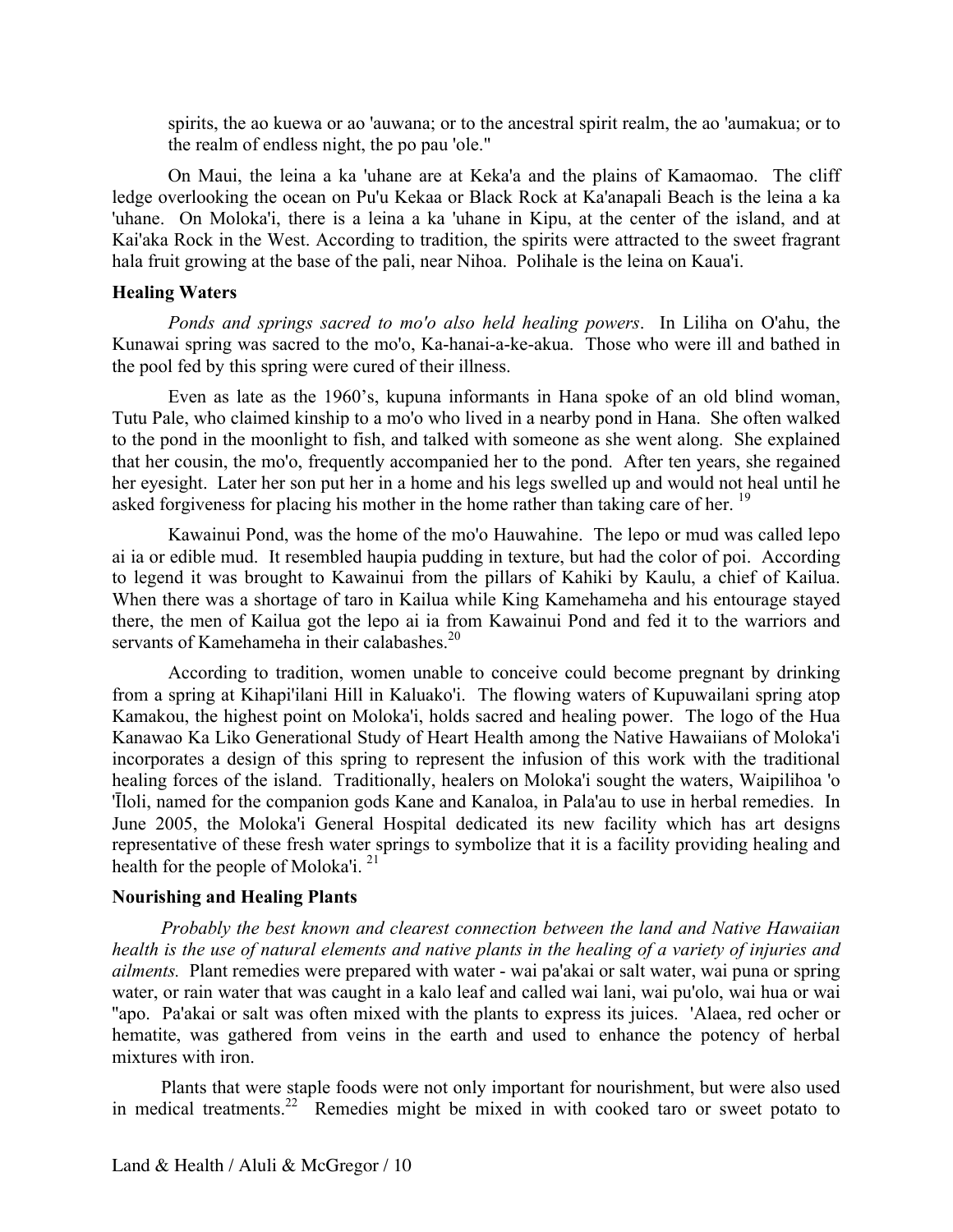spirits, the ao kuewa or ao 'auwana; or to the ancestral spirit realm, the ao 'aumakua; or to the realm of endless night, the po pau 'ole."

On Maui, the leina a ka 'uhane are at Keka'a and the plains of Kamaomao. The cliff ledge overlooking the ocean on Pu'u Kekaa or Black Rock at Ka'anapali Beach is the leina a ka 'uhane. On Moloka'i, there is a leina a ka 'uhane in Kipu, at the center of the island, and at Kai'aka Rock in the West. According to tradition, the spirits were attracted to the sweet fragrant hala fruit growing at the base of the pali, near Nihoa. Polihale is the leina on Kaua'i.

**Healing Waters**

*Ponds and springs sacred to mo'o also held healing powers*. In Liliha on O'ahu, the Kunawai spring was sacred to the mo'o, Ka-hanai-a-ke-akua. Those who were ill and bathed in the pool fed by this spring were cured of their illness.

Even as late as the 1960's, kupuna informants in Hana spoke of an old blind woman, Tutu Pale, who claimed kinship to a mo'o who lived in a nearby pond in Hana. She often walked to the pond in the moonlight to fish, and talked with someone as she went along. She explained that her cousin, the mo'o, frequently accompanied her to the pond. After ten years, she regained her eyesight. Later her son put her in a home and his legs swelled up and would not heal until he asked forgiveness for placing his mother in the home rather than taking care of her. [19]

Kawainui Pond, was the home of the mo'o Hauwahine. The lepo or mud was called lepo ai ia or edible mud. It resembled haupia pudding in texture, but had the color of poi. According to legend it was brought to Kawainui from the pillars of Kahiki by Kaulu, a chief of Kailua. When there was a shortage of taro in Kailua while King Kamehameha and his entourage stayed there, the men of Kailua got the lepo ai ia from Kawainui Pond and fed it to the warriors and servants of Kamehameha in their calabashes.[20]

According to tradition, women unable to conceive could become pregnant by drinking from a spring at Kihapi'ilani Hill in Kaluako'i. The flowing waters of Kupuwailani spring atop Kamakou, the highest point on Moloka'i, holds sacred and healing power. The logo of the Hua Kanawao Ka Liko Generational Study of Heart Health among the Native Hawaiians of Moloka'i incorporates a design of this spring to represent the infusion of this work with the traditional healing forces of the island. Traditionally, healers on Moloka'i sought the waters, Waipilihoa 'o 'Īloli, named for the companion gods Kane and Kanaloa, in Pala'au to use in herbal remedies. In June 2005, the Moloka'i General Hospital dedicated its new facility which has art designs representative of these fresh water springs to symbolize that it is a facility providing healing and health for the people of Moloka'i. [21]

**Nourishing and Healing Plants**

*Probably the best known and clearest connection between the land and Native Hawaiian health is the use of natural elements and native plants in the healing of a variety of injuries and ailments.* Plant remedies were prepared with water - wai pa'akai or salt water, wai puna or spring water, or rain water that was caught in a kalo leaf and called wai lani, wai pu'olo, wai hua or wai "apo. Pa'akai or salt was often mixed with the plants to express its juices. 'Alaea, red ocher or hematite, was gathered from veins in the earth and used to enhance the potency of herbal mixtures with iron.

Plants that were staple foods were not only important for nourishment, but were also used in medical treatments.[22] Remedies might be mixed in with cooked taro or sweet potato to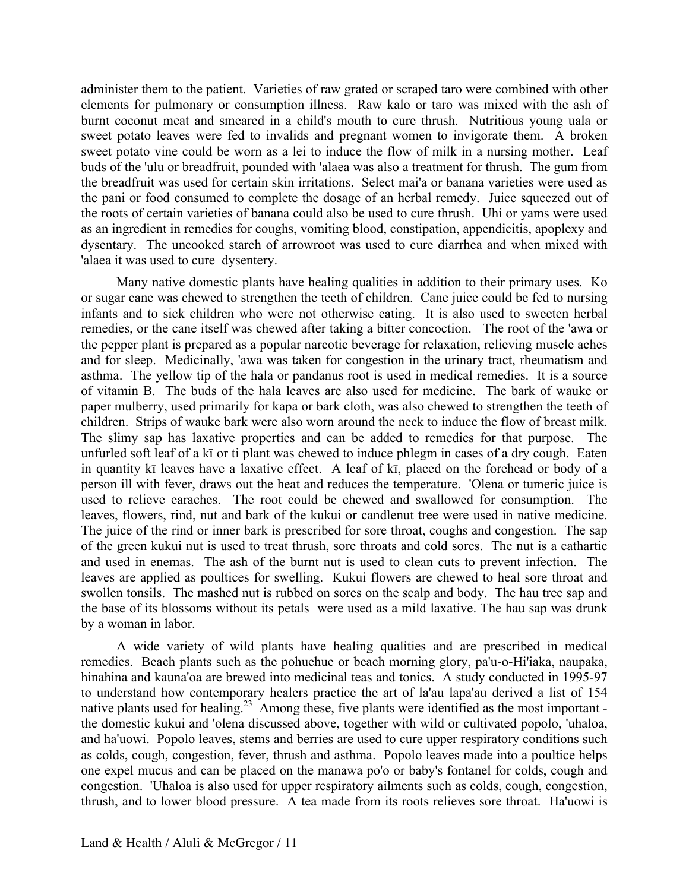administer them to the patient. Varieties of raw grated or scraped taro were combined with other elements for pulmonary or consumption illness. Raw kalo or taro was mixed with the ash of burnt coconut meat and smeared in a child's mouth to cure thrush. Nutritious young uala or sweet potato leaves were fed to invalids and pregnant women to invigorate them. A broken sweet potato vine could be worn as a lei to induce the flow of milk in a nursing mother. Leaf buds of the 'ulu or breadfruit, pounded with 'alaea was also a treatment for thrush. The gum from the breadfruit was used for certain skin irritations. Select mai'a or banana varieties were used as the pani or food consumed to complete the dosage of an herbal remedy. Juice squeezed out of the roots of certain varieties of banana could also be used to cure thrush. Uhi or yams were used as an ingredient in remedies for coughs, vomiting blood, constipation, appendicitis, apoplexy and dysentary. The uncooked starch of arrowroot was used to cure diarrhea and when mixed with 'alaea it was used to cure dysentery.

Many native domestic plants have healing qualities in addition to their primary uses. Ko or sugar cane was chewed to strengthen the teeth of children. Cane juice could be fed to nursing infants and to sick children who were not otherwise eating. It is also used to sweeten herbal remedies, or the cane itself was chewed after taking a bitter concoction. The root of the 'awa or the pepper plant is prepared as a popular narcotic beverage for relaxation, relieving muscle aches and for sleep. Medicinally, 'awa was taken for congestion in the urinary tract, rheumatism and asthma. The yellow tip of the hala or pandanus root is used in medical remedies. It is a source of vitamin B. The buds of the hala leaves are also used for medicine. The bark of wauke or paper mulberry, used primarily for kapa or bark cloth, was also chewed to strengthen the teeth of children. Strips of wauke bark were also worn around the neck to induce the flow of breast milk. The slimy sap has laxative properties and can be added to remedies for that purpose. The unfurled soft leaf of a kī or ti plant was chewed to induce phlegm in cases of a dry cough. Eaten in quantity kī leaves have a laxative effect. A leaf of kī, placed on the forehead or body of a person ill with fever, draws out the heat and reduces the temperature. 'Olena or tumeric juice is used to relieve earaches. The root could be chewed and swallowed for consumption. The leaves, flowers, rind, nut and bark of the kukui or candlenut tree were used in native medicine. The juice of the rind or inner bark is prescribed for sore throat, coughs and congestion. The sap of the green kukui nut is used to treat thrush, sore throats and cold sores. The nut is a cathartic and used in enemas. The ash of the burnt nut is used to clean cuts to prevent infection. The leaves are applied as poultices for swelling. Kukui flowers are chewed to heal sore throat and swollen tonsils. The mashed nut is rubbed on sores on the scalp and body. The hau tree sap and the base of its blossoms without its petals were used as a mild laxative. The hau sap was drunk by a woman in labor.

A wide variety of wild plants have healing qualities and are prescribed in medical remedies. Beach plants such as the pohuehue or beach morning glory, pa'u-o-Hi'iaka, naupaka, hinahina and kauna'oa are brewed into medicinal teas and tonics. A study conducted in 1995-97 to understand how contemporary healers practice the art of la'au lapa'au derived a list of 154 native plants used for healing.[23] Among these, five plants were identified as the most important - the domestic kukui and 'olena discussed above, together with wild or cultivated popolo, 'uhaloa, and ha'uowi. Popolo leaves, stems and berries are used to cure upper respiratory conditions such as colds, cough, congestion, fever, thrush and asthma. Popolo leaves made into a poultice helps one expel mucus and can be placed on the manawa po'o or baby's fontanel for colds, cough and congestion. 'Uhaloa is also used for upper respiratory ailments such as colds, cough, congestion, thrush, and to lower blood pressure. A tea made from its roots relieves sore throat. Ha'uowi is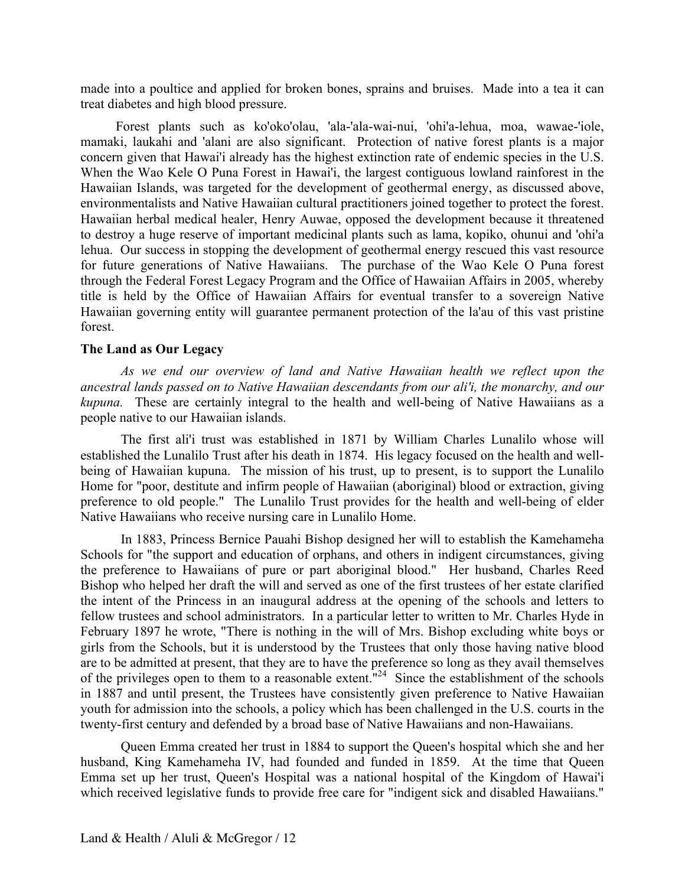made into a poultice and applied for broken bones, sprains and bruises. Made into a tea it can treat diabetes and high blood pressure.

Forest plants such as ko'oko'olau, 'ala-'ala-wai-nui, 'ohi'a-lehua, moa, wawae-'iole, mamaki, laukahi and 'alani are also significant. Protection of native forest plants is a major concern given that Hawai'i already has the highest extinction rate of endemic species in the U.S. When the Wao Kele O Puna Forest in Hawai'i, the largest contiguous lowland rainforest in the Hawaiian Islands, was targeted for the development of geothermal energy, as discussed above, environmentalists and Native Hawaiian cultural practitioners joined together to protect the forest. Hawaiian herbal medical healer, Henry Auwae, opposed the development because it threatened to destroy a huge reserve of important medicinal plants such as lama, kopiko, ohunui and 'ohi'a lehua. Our success in stopping the development of geothermal energy rescued this vast resource for future generations of Native Hawaiians. The purchase of the Wao Kele O Puna forest through the Federal Forest Legacy Program and the Office of Hawaiian Affairs in 2005, whereby title is held by the Office of Hawaiian Affairs for eventual transfer to a sovereign Native Hawaiian governing entity will guarantee permanent protection of the la'au of this vast pristine forest.

**The Land as Our Legacy**

*As we end our overview of land and Native Hawaiian health we reflect upon the ancestral lands passed on to Native Hawaiian descendants from our ali'i, the monarchy, and our kupuna.* These are certainly integral to the health and well-being of Native Hawaiians as a people native to our Hawaiian islands.

The first ali'i trust was established in 1871 by William Charles Lunalilo whose will established the Lunalilo Trust after his death in 1874. His legacy focused on the health and well-being of Hawaiian kupuna. The mission of his trust, up to present, is to support the Lunalilo Home for "poor, destitute and infirm people of Hawaiian (aboriginal) blood or extraction, giving preference to old people." The Lunalilo Trust provides for the health and well-being of elder Native Hawaiians who receive nursing care in Lunalilo Home.

In 1883, Princess Bernice Pauahi Bishop designed her will to establish the Kamehameha Schools for "the support and education of orphans, and others in indigent circumstances, giving the preference to Hawaiians of pure or part aboriginal blood." Her husband, Charles Reed Bishop who helped her draft the will and served as one of the first trustees of her estate clarified the intent of the Princess in an inaugural address at the opening of the schools and letters to fellow trustees and school administrators. In a particular letter to written to Mr. Charles Hyde in February 1897 he wrote, "There is nothing in the will of Mrs. Bishop excluding white boys or girls from the Schools, but it is understood by the Trustees that only those having native blood are to be admitted at present, that they are to have the preference so long as they avail themselves of the privileges open to them to a reasonable extent."[24] Since the establishment of the schools in 1887 and until present, the Trustees have consistently given preference to Native Hawaiian youth for admission into the schools, a policy which has been challenged in the U.S. courts in the twenty-first century and defended by a broad base of Native Hawaiians and non-Hawaiians.

Queen Emma created her trust in 1884 to support the Queen's hospital which she and her husband, King Kamehameha IV, had founded and funded in 1859. At the time that Queen Emma set up her trust, Queen's Hospital was a national hospital of the Kingdom of Hawai'i which received legislative funds to provide free care for "indigent sick and disabled Hawaiians."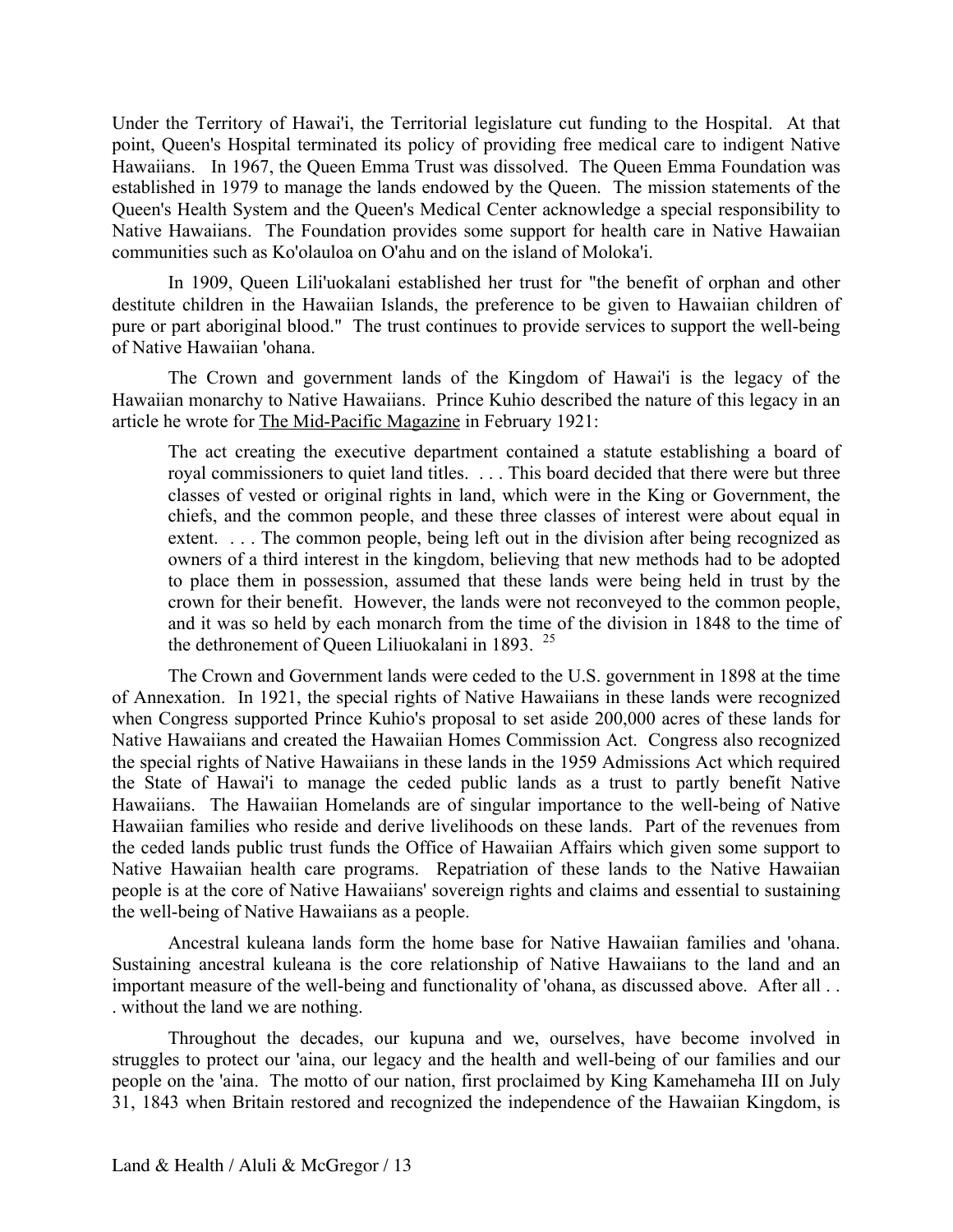Under the Territory of Hawai'i, the Territorial legislature cut funding to the Hospital. At that point, Queen's Hospital terminated its policy of providing free medical care to indigent Native Hawaiians. In 1967, the Queen Emma Trust was dissolved. The Queen Emma Foundation was established in 1979 to manage the lands endowed by the Queen. The mission statements of the Queen's Health System and the Queen's Medical Center acknowledge a special responsibility to Native Hawaiians. The Foundation provides some support for health care in Native Hawaiian communities such as Ko'olauloa on O'ahu and on the island of Moloka'i.

In 1909, Queen Lili'uokalani established her trust for "the benefit of orphan and other destitute children in the Hawaiian Islands, the preference to be given to Hawaiian children of pure or part aboriginal blood." The trust continues to provide services to support the well-being of Native Hawaiian 'ohana.

The Crown and government lands of the Kingdom of Hawai'i is the legacy of the Hawaiian monarchy to Native Hawaiians. Prince Kuhio described the nature of this legacy in an article he wrote for The Mid-Pacific Magazine in February 1921:

> The act creating the executive department contained a statute establishing a board of royal commissioners to quiet land titles. . . . This board decided that there were but three classes of vested or original rights in land, which were in the King or Government, the chiefs, and the common people, and these three classes of interest were about equal in extent. . . . The common people, being left out in the division after being recognized as owners of a third interest in the kingdom, believing that new methods had to be adopted to place them in possession, assumed that these lands were being held in trust by the crown for their benefit. However, the lands were not reconveyed to the common people, and it was so held by each monarch from the time of the division in 1848 to the time of the dethronement of Queen Liliuokalani in 1893. [25]

The Crown and Government lands were ceded to the U.S. government in 1898 at the time of Annexation. In 1921, the special rights of Native Hawaiians in these lands were recognized when Congress supported Prince Kuhio's proposal to set aside 200,000 acres of these lands for Native Hawaiians and created the Hawaiian Homes Commission Act. Congress also recognized the special rights of Native Hawaiians in these lands in the 1959 Admissions Act which required the State of Hawai'i to manage the ceded public lands as a trust to partly benefit Native Hawaiians. The Hawaiian Homelands are of singular importance to the well-being of Native Hawaiian families who reside and derive livelihoods on these lands. Part of the revenues from the ceded lands public trust funds the Office of Hawaiian Affairs which given some support to Native Hawaiian health care programs. Repatriation of these lands to the Native Hawaiian people is at the core of Native Hawaiians' sovereign rights and claims and essential to sustaining the well-being of Native Hawaiians as a people.

Ancestral kuleana lands form the home base for Native Hawaiian families and 'ohana. Sustaining ancestral kuleana is the core relationship of Native Hawaiians to the land and an important measure of the well-being and functionality of 'ohana, as discussed above. After all . . . without the land we are nothing.

Throughout the decades, our kupuna and we, ourselves, have become involved in struggles to protect our 'aina, our legacy and the health and well-being of our families and our people on the 'aina. The motto of our nation, first proclaimed by King Kamehameha III on July 31, 1843 when Britain restored and recognized the independence of the Hawaiian Kingdom, is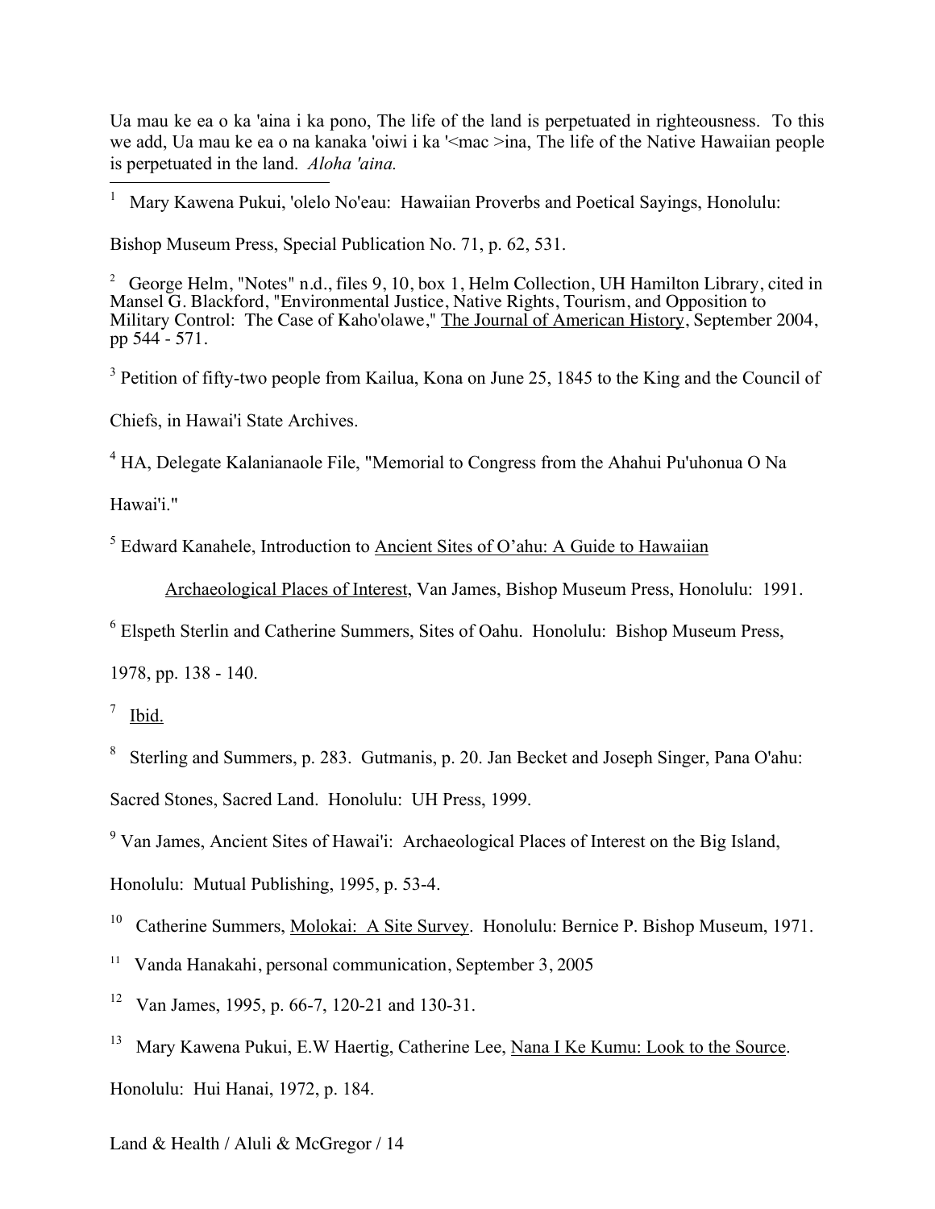Ua mau ke ea o ka 'aina i ka pono, The life of the land is perpetuated in righteousness. To this we add, Ua mau ke ea o na kanaka 'oiwi i ka '<mac >ina, The life of the Native Hawaiian people is perpetuated in the land. *Aloha 'aina.*

---

[1] Mary Kawena Pukui, 'olelo No'eau: Hawaiian Proverbs and Poetical Sayings, Honolulu: Bishop Museum Press, Special Publication No. 71, p. 62, 531.

[2] George Helm, "Notes" n.d., files 9, 10, box 1, Helm Collection, UH Hamilton Library, cited in Mansel G. Blackford, "Environmental Justice, Native Rights, Tourism, and Opposition to Military Control: The Case of Kaho'olawe," The Journal of American History, September 2004, pp 544 - 571.

[3] Petition of fifty-two people from Kailua, Kona on June 25, 1845 to the King and the Council of Chiefs, in Hawai'i State Archives.

[4] HA, Delegate Kalanianaole File, "Memorial to Congress from the Ahahui Pu'uhonua O Na Hawai'i."

[5] Edward Kanahele, Introduction to Ancient Sites of O'ahu: A Guide to Hawaiian Archaeological Places of Interest, Van James, Bishop Museum Press, Honolulu: 1991.

[6] Elspeth Sterlin and Catherine Summers, Sites of Oahu. Honolulu: Bishop Museum Press, 1978, pp. 138 - 140.

[7] Ibid.

[8] Sterling and Summers, p. 283. Gutmanis, p. 20. Jan Becket and Joseph Singer, Pana O'ahu: Sacred Stones, Sacred Land. Honolulu: UH Press, 1999.

[9] Van James, Ancient Sites of Hawai'i: Archaeological Places of Interest on the Big Island, Honolulu: Mutual Publishing, 1995, p. 53-4.

[10] Catherine Summers, Molokai: A Site Survey. Honolulu: Bernice P. Bishop Museum, 1971.

[11] Vanda Hanakahi, personal communication, September 3, 2005

[12] Van James, 1995, p. 66-7, 120-21 and 130-31.

[13] Mary Kawena Pukui, E.W Haertig, Catherine Lee, Nana I Ke Kumu: Look to the Source. Honolulu: Hui Hanai, 1972, p. 184.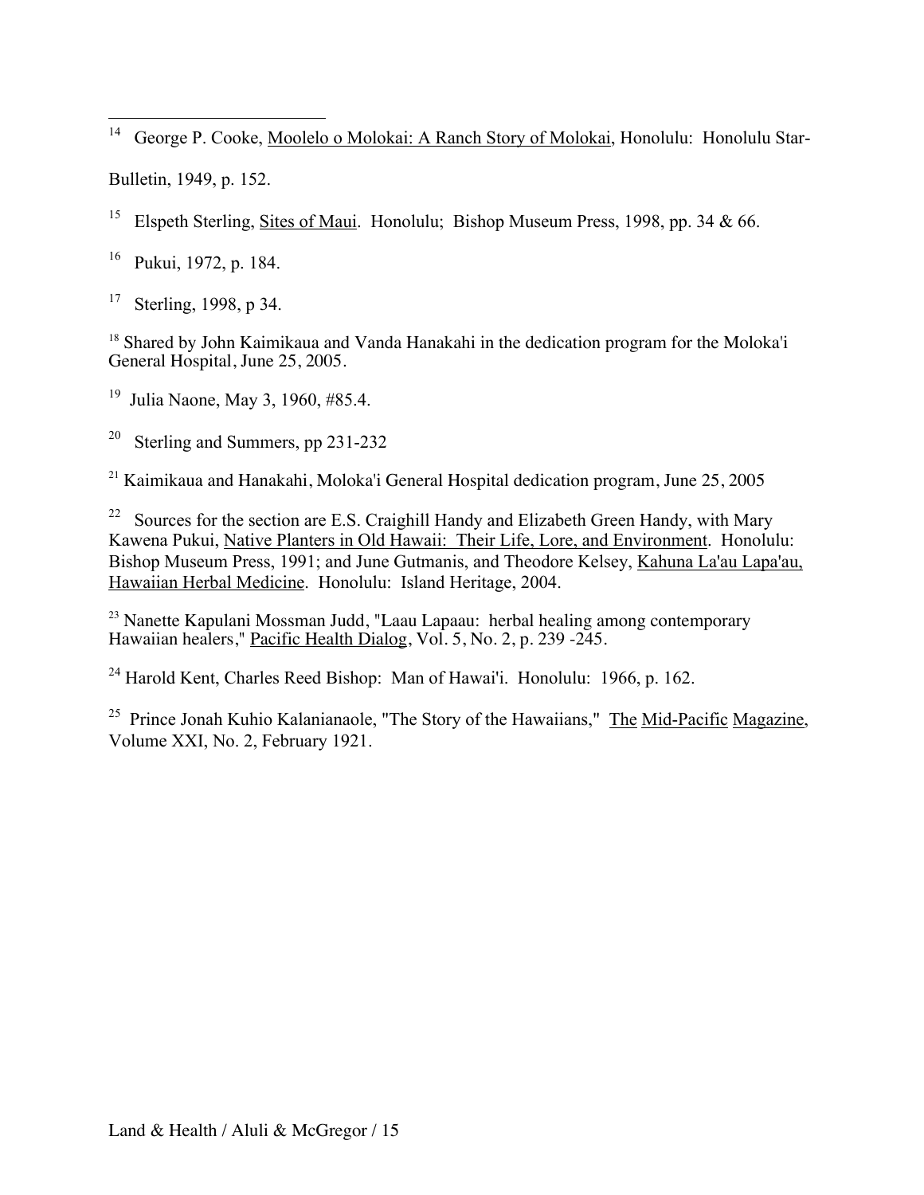[14] George P. Cooke, Moolelo o Molokai: A Ranch Story of Molokai, Honolulu: Honolulu Star-Bulletin, 1949, p. 152.

[15] Elspeth Sterling, Sites of Maui. Honolulu; Bishop Museum Press, 1998, pp. 34 & 66.

[16] Pukui, 1972, p. 184.

[17] Sterling, 1998, p 34.

[18] Shared by John Kaimikaua and Vanda Hanakahi in the dedication program for the Moloka'i General Hospital, June 25, 2005.

[19] Julia Naone, May 3, 1960, #85.4.

[20] Sterling and Summers, pp 231-232

[21] Kaimikaua and Hanakahi, Moloka'i General Hospital dedication program, June 25, 2005

[22] Sources for the section are E.S. Craighill Handy and Elizabeth Green Handy, with Mary Kawena Pukui, Native Planters in Old Hawaii: Their Life, Lore, and Environment. Honolulu: Bishop Museum Press, 1991; and June Gutmanis, and Theodore Kelsey, Kahuna La'au Lapa'au, Hawaiian Herbal Medicine. Honolulu: Island Heritage, 2004.

[23] Nanette Kapulani Mossman Judd, "Laau Lapaau: herbal healing among contemporary Hawaiian healers," Pacific Health Dialog, Vol. 5, No. 2, p. 239 -245.

[24] Harold Kent, Charles Reed Bishop: Man of Hawai'i. Honolulu: 1966, p. 162.

[25] Prince Jonah Kuhio Kalanianaole, "The Story of the Hawaiians," The Mid-Pacific Magazine, Volume XXI, No. 2, February 1921.